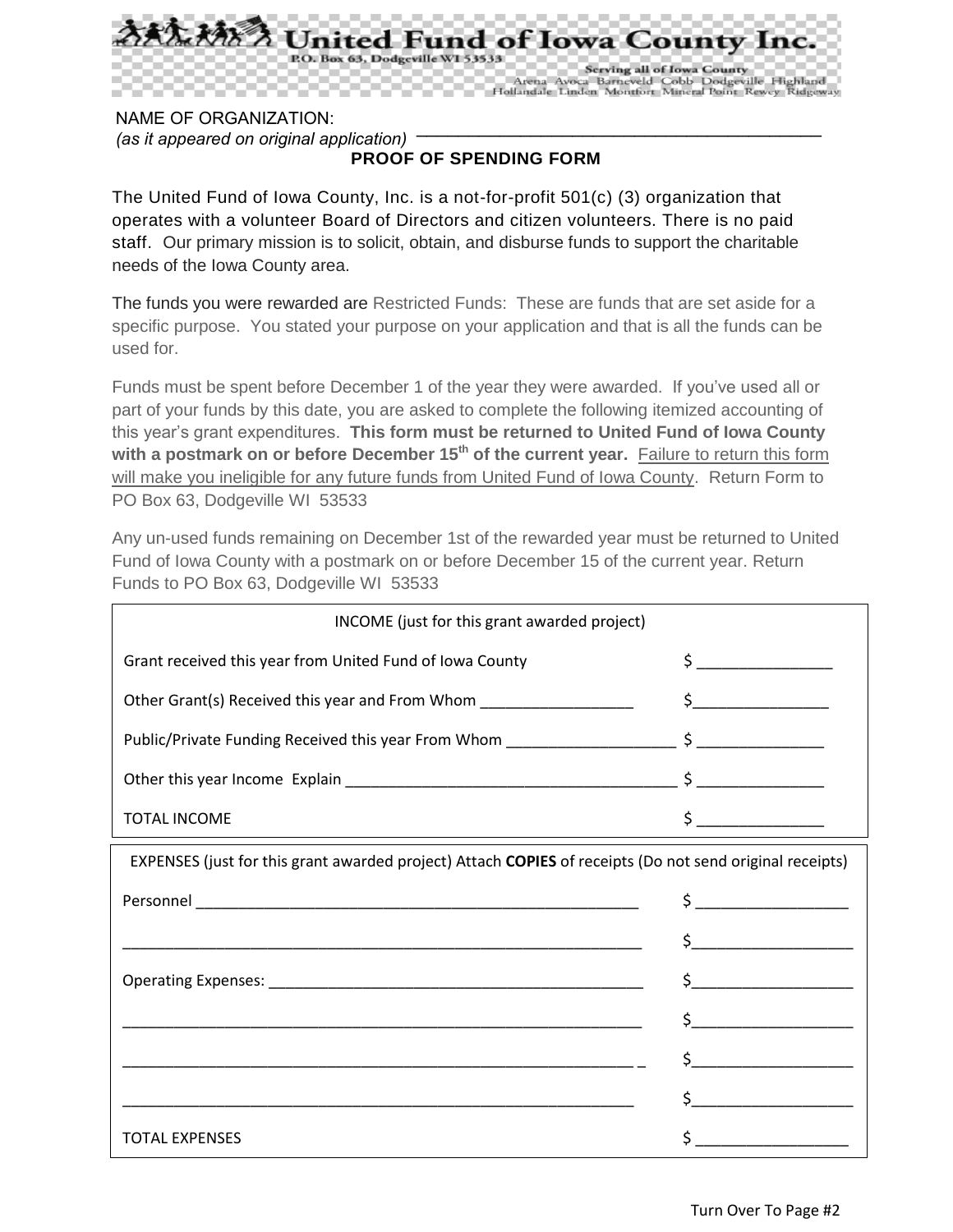# United Fund of Iowa County Inc.

P.O. Box 63, Dodgeville WI 53533

Serving all of Iowa County
Arena Avoca Barneveld Cobb Dodgeville Highland Hollandale Linden Montfort Mineral Point Rewey Ridgeway

NAME OF ORGANIZATION:
*(as it appeared on original application)* ________________________________________

**PROOF OF SPENDING FORM**

The United Fund of Iowa County, Inc. is a not-for-profit 501(c) (3) organization that operates with a volunteer Board of Directors and citizen volunteers. There is no paid staff. Our primary mission is to solicit, obtain, and disburse funds to support the charitable needs of the Iowa County area.

The funds you were rewarded are Restricted Funds: These are funds that are set aside for a specific purpose. You stated your purpose on your application and that is all the funds can be used for.

Funds must be spent before December 1 of the year they were awarded. If you've used all or part of your funds by this date, you are asked to complete the following itemized accounting of this year's grant expenditures. **This form must be returned to United Fund of Iowa County with a postmark on or before December 15th of the current year.** <u>Failure to return this form will make you ineligible for any future funds from United Fund of Iowa County</u>. Return Form to PO Box 63, Dodgeville WI 53533

Any un-used funds remaining on December 1st of the rewarded year must be returned to United Fund of Iowa County with a postmark on or before December 15 of the current year. Return Funds to PO Box 63, Dodgeville WI 53533

| INCOME (just for this grant awarded project) | |
|---|---|
| Grant received this year from United Fund of Iowa County | $ ________________ |
| Other Grant(s) Received this year and From Whom __________________ | $________________ |
| Public/Private Funding Received this year From Whom ____________________ | $ _______________ |
| Other this year Income Explain ________________________________________ | $ _______________ |
| TOTAL INCOME | $ _______________ |

| EXPENSES (just for this grant awarded project) Attach **COPIES** of receipts (Do not send original receipts) | |
|---|---|
| Personnel ______________________________________________________ | $ __________________ |
| _______________________________________________________________ | $__________________ |
| Operating Expenses: _____________________________________________ | $__________________ |
| _______________________________________________________________ | $__________________ |
| _______________________________________________________________ | $__________________ |
| _______________________________________________________________ | $__________________ |
| TOTAL EXPENSES | $ __________________ |

Turn Over To Page #2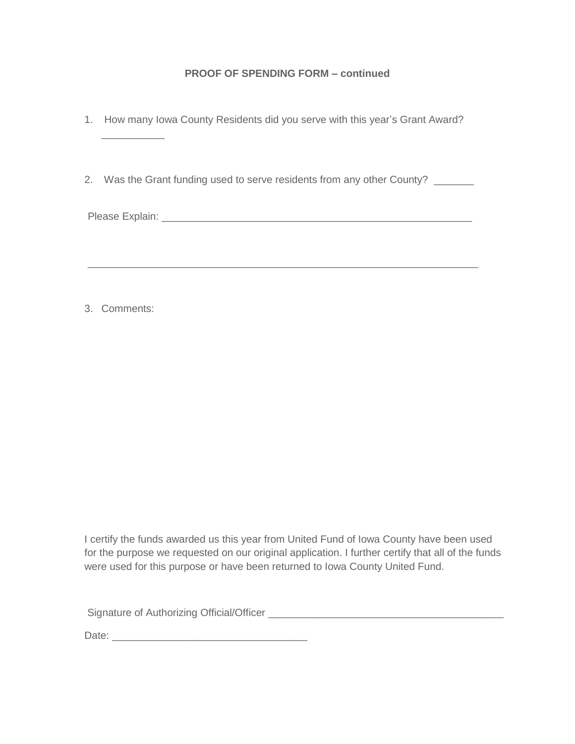**PROOF OF SPENDING FORM – continued**

1. How many Iowa County Residents did you serve with this year's Grant Award? ___________

2. Was the Grant funding used to serve residents from any other County? _______

Please Explain: _______________________________________________________

_____________________________________________________________________

3. Comments:

I certify the funds awarded us this year from United Fund of Iowa County have been used for the purpose we requested on our original application. I further certify that all of the funds were used for this purpose or have been returned to Iowa County United Fund.

Signature of Authorizing Official/Officer _________________________________________

Date: _________________________________